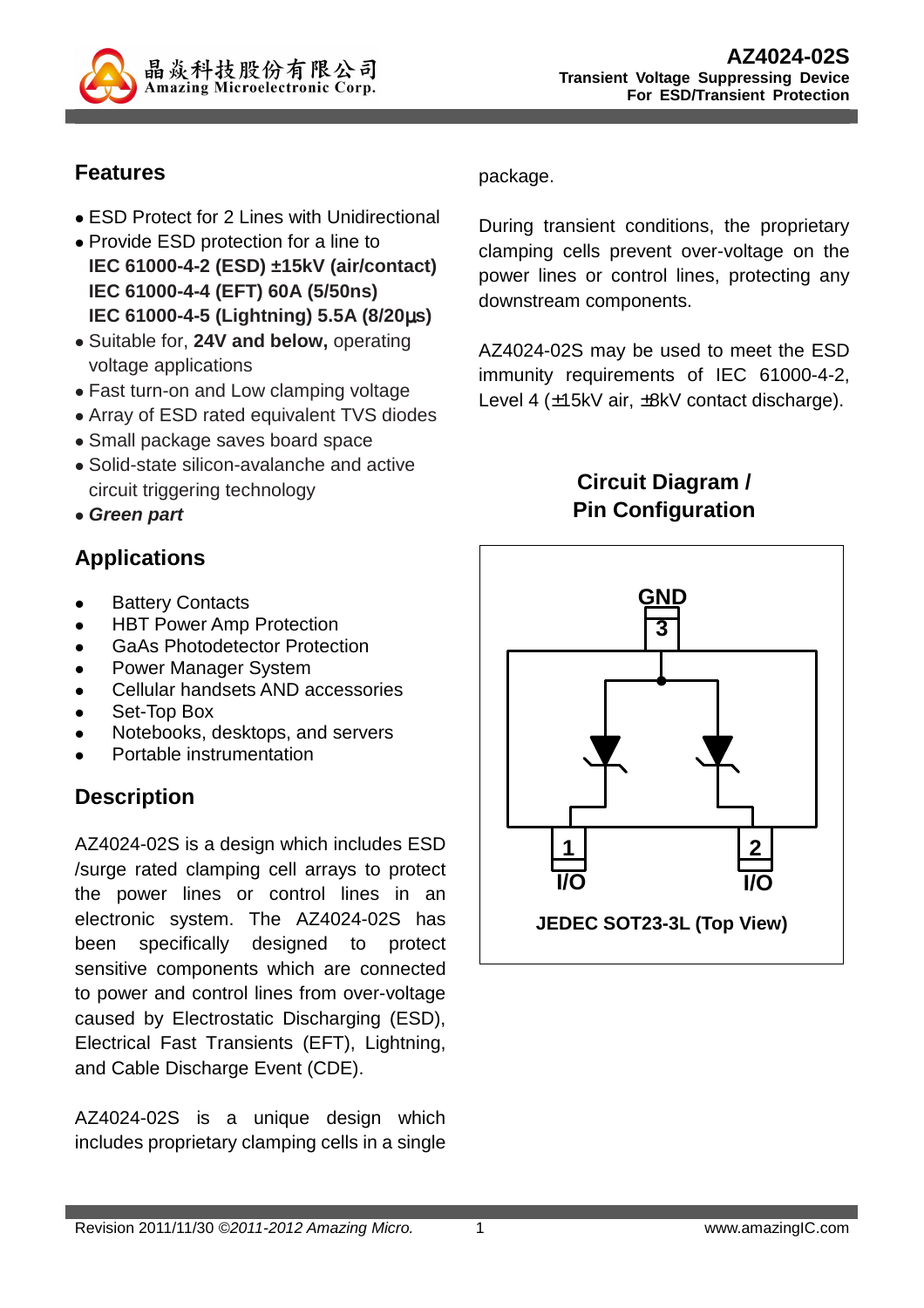# AZ4024-02S

**Transient Voltage Suppressing Device**
**For ESD/Transient Protection**

## Features

- ESD Protect for 2 Lines with Unidirectional
- Provide ESD protection for a line to
  **IEC 61000-4-2 (ESD) ±15kV (air/contact)**
  **IEC 61000-4-4 (EFT) 60A (5/50ns)**
  **IEC 61000-4-5 (Lightning) 5.5A (8/20µs)**
- Suitable for, **24V and below,** operating voltage applications
- Fast turn-on and Low clamping voltage
- Array of ESD rated equivalent TVS diodes
- Small package saves board space
- Solid-state silicon-avalanche and active circuit triggering technology
- ***Green part***

## Applications

- Battery Contacts
- HBT Power Amp Protection
- GaAs Photodetector Protection
- Power Manager System
- Cellular handsets AND accessories
- Set-Top Box
- Notebooks, desktops, and servers
- Portable instrumentation

## Description

AZ4024-02S is a design which includes ESD /surge rated clamping cell arrays to protect the power lines or control lines in an electronic system. The AZ4024-02S has been specifically designed to protect sensitive components which are connected to power and control lines from over-voltage caused by Electrostatic Discharging (ESD), Electrical Fast Transients (EFT), Lightning, and Cable Discharge Event (CDE).

AZ4024-02S is a unique design which includes proprietary clamping cells in a single package.

During transient conditions, the proprietary clamping cells prevent over-voltage on the power lines or control lines, protecting any downstream components.

AZ4024-02S may be used to meet the ESD immunity requirements of IEC 61000-4-2, Level 4 (±15kV air, ±8kV contact discharge).

## Circuit Diagram / Pin Configuration

GND
3

1 I/O
2 I/O

JEDEC SOT23-3L (Top View)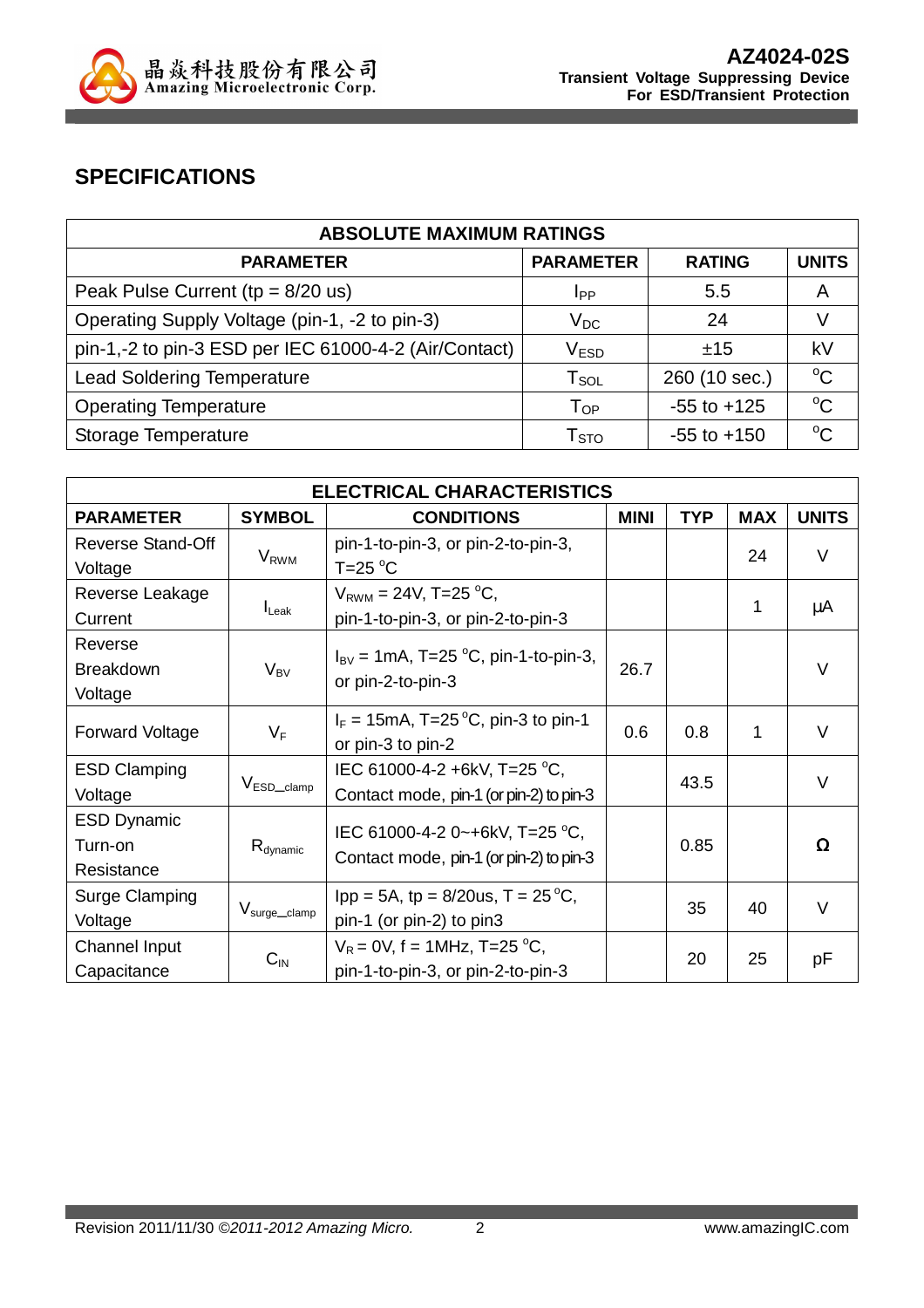## SPECIFICATIONS

| ABSOLUTE MAXIMUM RATINGS | | | |
|---|---|---|---|
| **PARAMETER** | **PARAMETER** | **RATING** | **UNITS** |
| Peak Pulse Current (tp = 8/20 us) | $I_{PP}$ | 5.5 | A |
| Operating Supply Voltage (pin-1, -2 to pin-3) | $V_{DC}$ | 24 | V |
| pin-1,-2 to pin-3 ESD per IEC 61000-4-2 (Air/Contact) | $V_{ESD}$ | ±15 | kV |
| Lead Soldering Temperature | $T_{SOL}$ | 260 (10 sec.) | °C |
| Operating Temperature | $T_{OP}$ | -55 to +125 | °C |
| Storage Temperature | $T_{STO}$ | -55 to +150 | °C |

| ELECTRICAL CHARACTERISTICS | | | | | | |
|---|---|---|---|---|---|---|
| **PARAMETER** | **SYMBOL** | **CONDITIONS** | **MINI** | **TYP** | **MAX** | **UNITS** |
| Reverse Stand-Off Voltage | $V_{RWM}$ | pin-1-to-pin-3, or pin-2-to-pin-3, T=25 °C | | | 24 | V |
| Reverse Leakage Current | $I_{Leak}$ | $V_{RWM}$ = 24V, T=25 °C, pin-1-to-pin-3, or pin-2-to-pin-3 | | | 1 | µA |
| Reverse Breakdown Voltage | $V_{BV}$ | $I_{BV}$ = 1mA, T=25 °C, pin-1-to-pin-3, or pin-2-to-pin-3 | 26.7 | | | V |
| Forward Voltage | $V_F$ | $I_F$ = 15mA, T=25 °C, pin-3 to pin-1 or pin-3 to pin-2 | 0.6 | 0.8 | 1 | V |
| ESD Clamping Voltage | $V_{ESD\_clamp}$ | IEC 61000-4-2 +6kV, T=25 °C, Contact mode, pin-1 (or pin-2) to pin-3 | | 43.5 | | V |
| ESD Dynamic Turn-on Resistance | $R_{dynamic}$ | IEC 61000-4-2 0~+6kV, T=25 °C, Contact mode, pin-1 (or pin-2) to pin-3 | | 0.85 | | Ω |
| Surge Clamping Voltage | $V_{surge\_clamp}$ | Ipp = 5A, tp = 8/20us, T = 25 °C, pin-1 (or pin-2) to pin3 | | 35 | 40 | V |
| Channel Input Capacitance | $C_{IN}$ | $V_R$ = 0V, f = 1MHz, T=25 °C, pin-1-to-pin-3, or pin-2-to-pin-3 | | 20 | 25 | pF |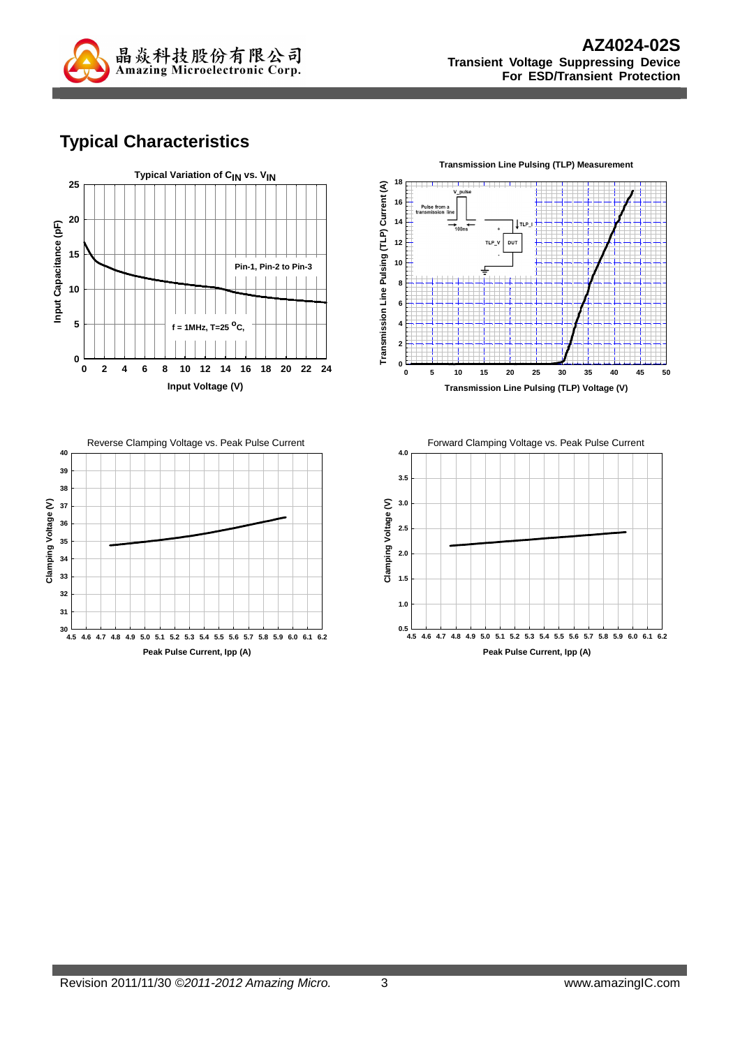# Typical Characteristics

**Typical Variation of $C_{IN}$ vs. $V_{IN}$**

Pin-1, Pin-2 to Pin-3

f = 1MHz, T=25 °C,

Input Capacitance (pF)

Input Voltage (V)

**Transmission Line Pulsing (TLP) Measurement**

Transmission Line Pulsing (TLP) Current (A)

Transmission Line Pulsing (TLP) Voltage (V)

Reverse Clamping Voltage vs. Peak Pulse Current

Clamping Voltage (V)

Peak Pulse Current, Ipp (A)

Forward Clamping Voltage vs. Peak Pulse Current

Clamping Voltage (V)

Peak Pulse Current, Ipp (A)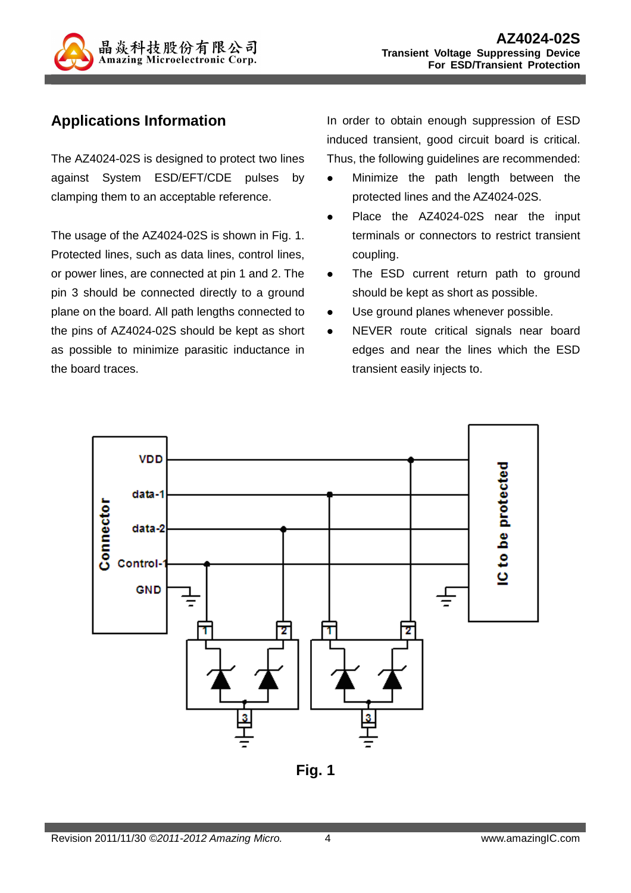## Applications Information

The AZ4024-02S is designed to protect two lines against System ESD/EFT/CDE pulses by clamping them to an acceptable reference.

The usage of the AZ4024-02S is shown in Fig. 1. Protected lines, such as data lines, control lines, or power lines, are connected at pin 1 and 2. The pin 3 should be connected directly to a ground plane on the board. All path lengths connected to the pins of AZ4024-02S should be kept as short as possible to minimize parasitic inductance in the board traces.

In order to obtain enough suppression of ESD induced transient, good circuit board is critical. Thus, the following guidelines are recommended:

- Minimize the path length between the protected lines and the AZ4024-02S.
- Place the AZ4024-02S near the input terminals or connectors to restrict transient coupling.
- The ESD current return path to ground should be kept as short as possible.
- Use ground planes whenever possible.
- NEVER route critical signals near board edges and near the lines which the ESD transient easily injects to.

**Fig. 1**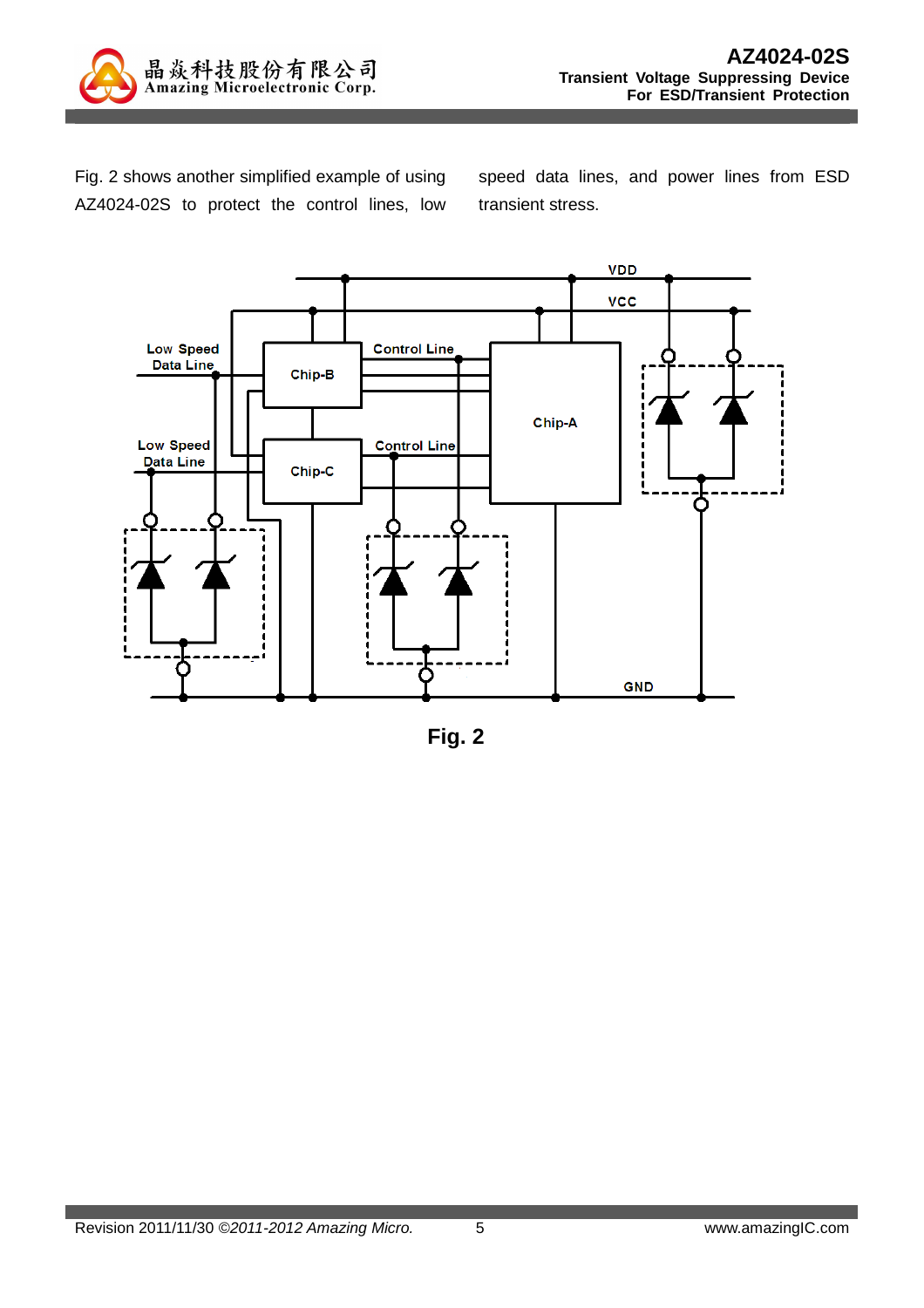Fig. 2 shows another simplified example of using AZ4024-02S to protect the control lines, low speed data lines, and power lines from ESD transient stress.

**Fig. 2**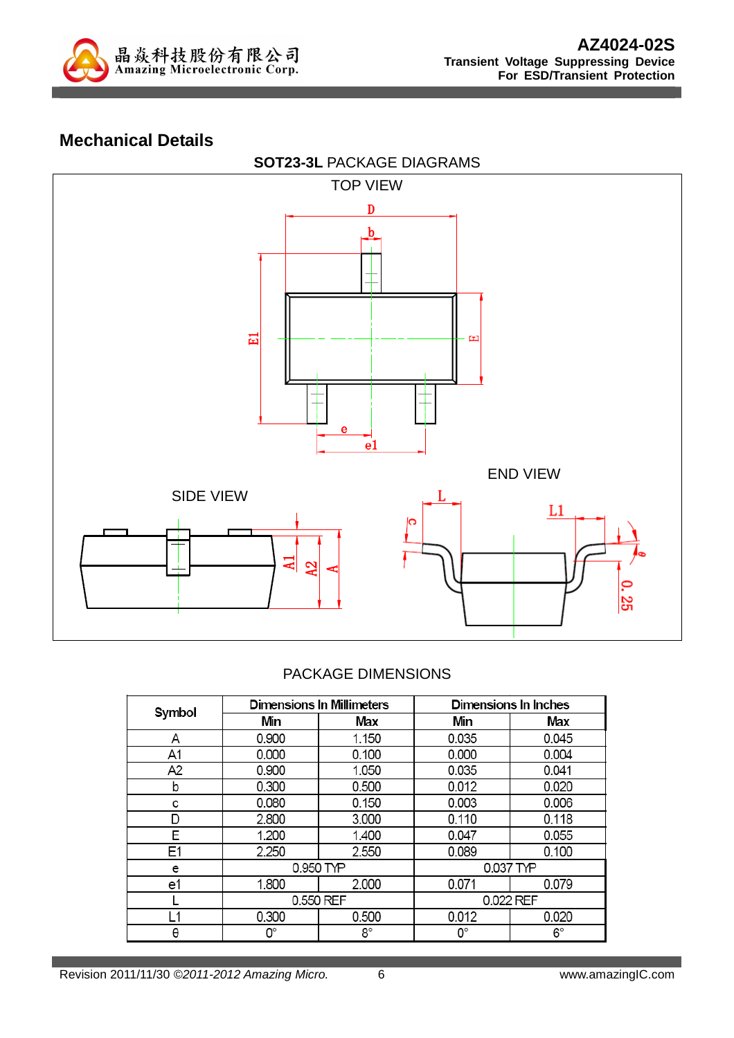## Mechanical Details

**SOT23-3L** PACKAGE DIAGRAMS

TOP VIEW

SIDE VIEW

END VIEW

PACKAGE DIMENSIONS

| Symbol | Dimensions In Millimeters | | Dimensions In Inches | |
|---|---|---|---|---|
| | Min | Max | Min | Max |
| A | 0.900 | 1.150 | 0.035 | 0.045 |
| A1 | 0.000 | 0.100 | 0.000 | 0.004 |
| A2 | 0.900 | 1.050 | 0.035 | 0.041 |
| b | 0.300 | 0.500 | 0.012 | 0.020 |
| c | 0.080 | 0.150 | 0.003 | 0.006 |
| D | 2.800 | 3.000 | 0.110 | 0.118 |
| E | 1.200 | 1.400 | 0.047 | 0.055 |
| E1 | 2.250 | 2.550 | 0.089 | 0.100 |
| e | 0.950 TYP | | 0.037 TYP | |
| e1 | 1.800 | 2.000 | 0.071 | 0.079 |
| L | 0.550 REF | | 0.022 REF | |
| L1 | 0.300 | 0.500 | 0.012 | 0.020 |
| θ | 0° | 8° | 0° | 6° |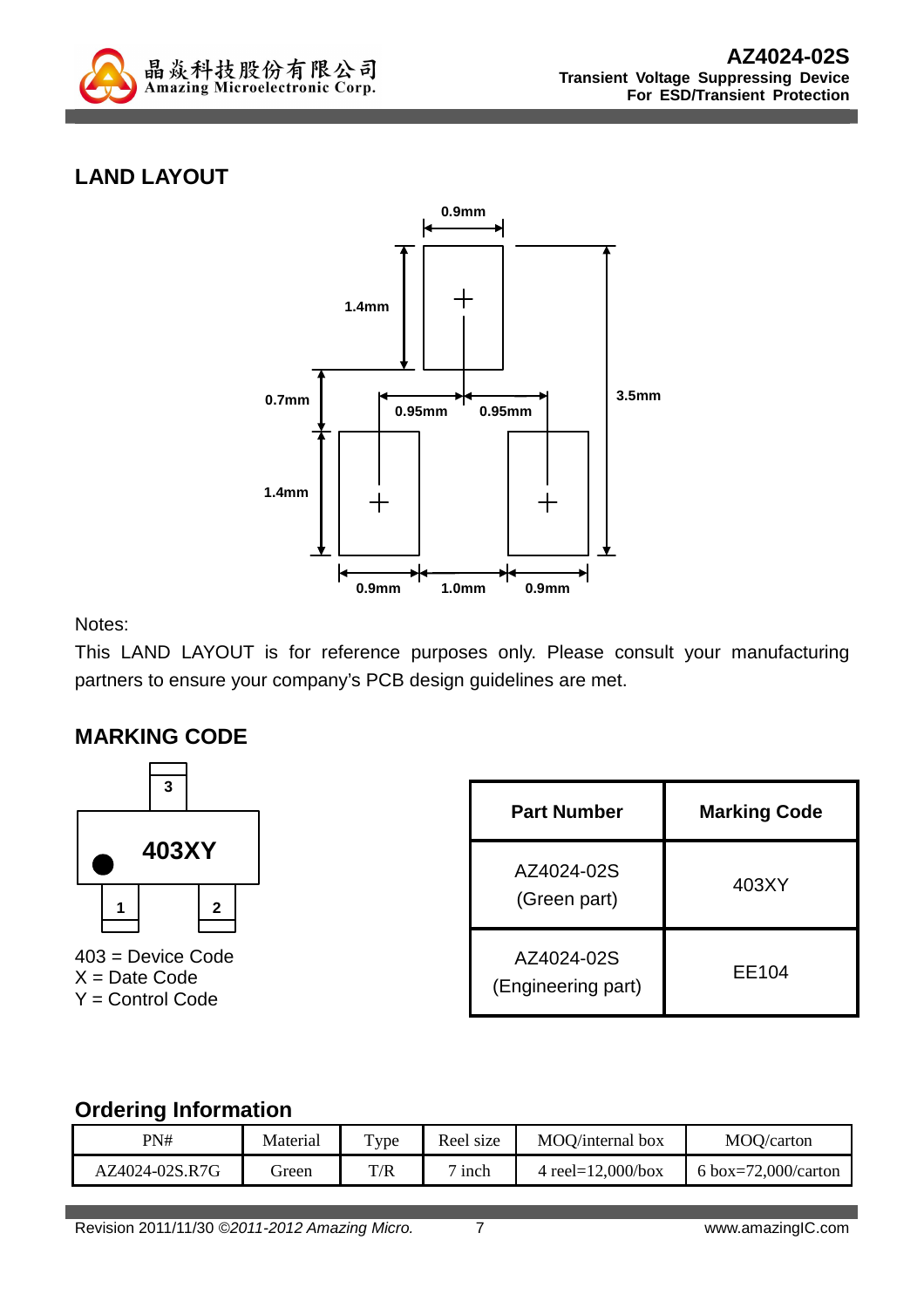## LAND LAYOUT

Notes:

This LAND LAYOUT is for reference purposes only. Please consult your manufacturing partners to ensure your company's PCB design guidelines are met.

## MARKING CODE

403 = Device Code
X = Date Code
Y = Control Code

| Part Number | Marking Code |
|---|---|
| AZ4024-02S (Green part) | 403XY |
| AZ4024-02S (Engineering part) | EE104 |

## Ordering Information

| PN# | Material | Type | Reel size | MOQ/internal box | MOQ/carton |
|---|---|---|---|---|---|
| AZ4024-02S.R7G | Green | T/R | 7 inch | 4 reel=12,000/box | 6 box=72,000/carton |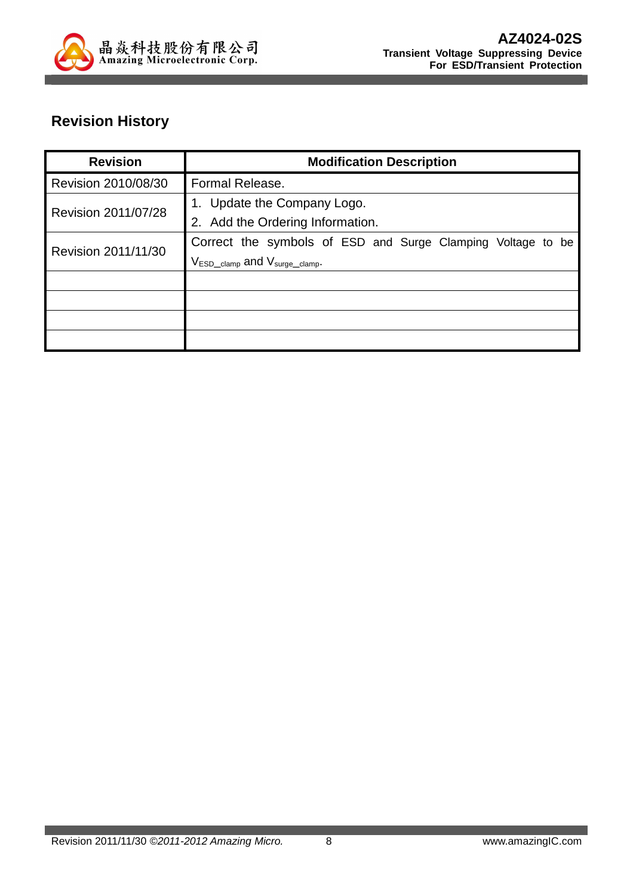## Revision History

| Revision | Modification Description |
|---|---|
| Revision 2010/08/30 | Formal Release. |
| Revision 2011/07/28 | 1. Update the Company Logo.<br>2. Add the Ordering Information. |
| Revision 2011/11/30 | Correct the symbols of ESD and Surge Clamping Voltage to be $V_{ESD\_clamp}$ and $V_{surge\_clamp}$. |
| | |
| | |
| | |
| | |